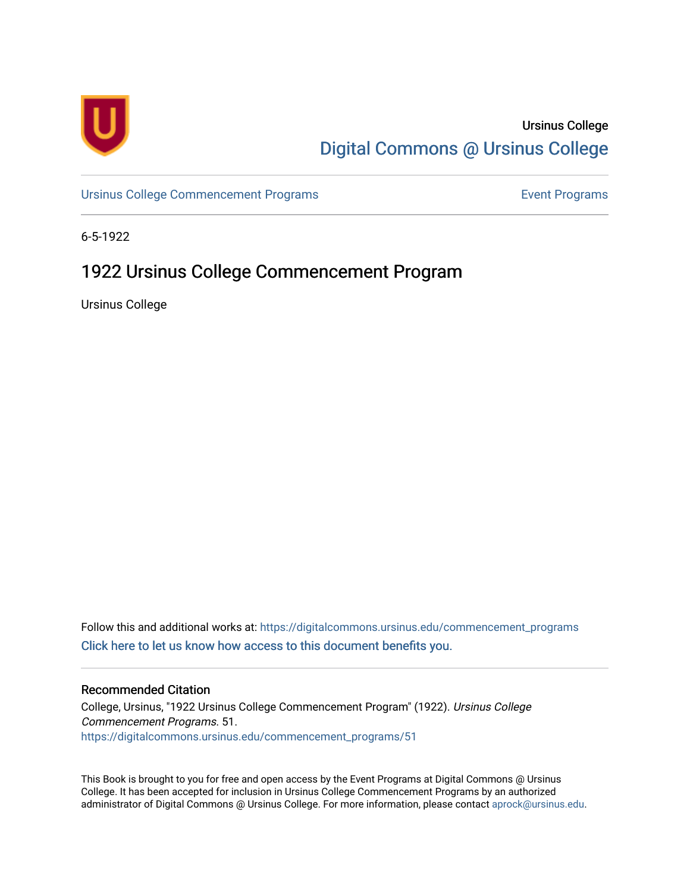Ursinus College

Digital Commons @ Ursinus College

Ursinus College Commencement Programs

Event Programs

6-5-1922

# 1922 Ursinus College Commencement Program

Ursinus College

Follow this and additional works at: https://digitalcommons.ursinus.edu/commencement_programs

Click here to let us know how access to this document benefits you.

## Recommended Citation

College, Ursinus, "1922 Ursinus College Commencement Program" (1922). *Ursinus College Commencement Programs*. 51.
https://digitalcommons.ursinus.edu/commencement_programs/51

This Book is brought to you for free and open access by the Event Programs at Digital Commons @ Ursinus College. It has been accepted for inclusion in Ursinus College Commencement Programs by an authorized administrator of Digital Commons @ Ursinus College. For more information, please contact aprock@ursinus.edu.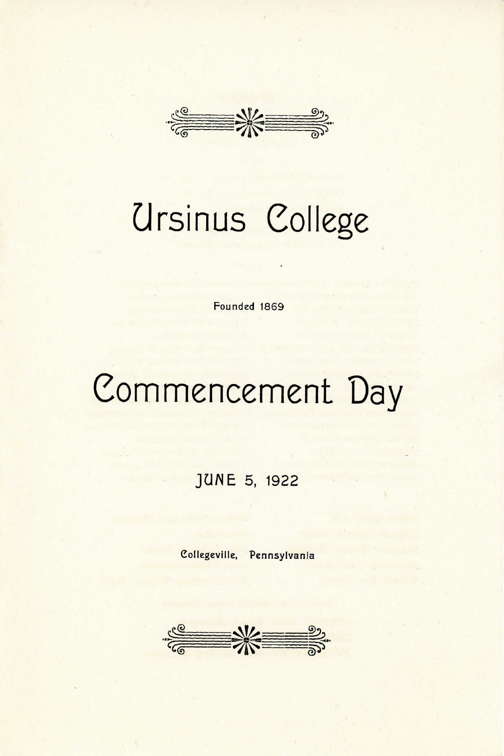# Ursinus College

Founded 1869

# Commencement Day

JUNE 5, 1922

Collegeville, Pennsylvania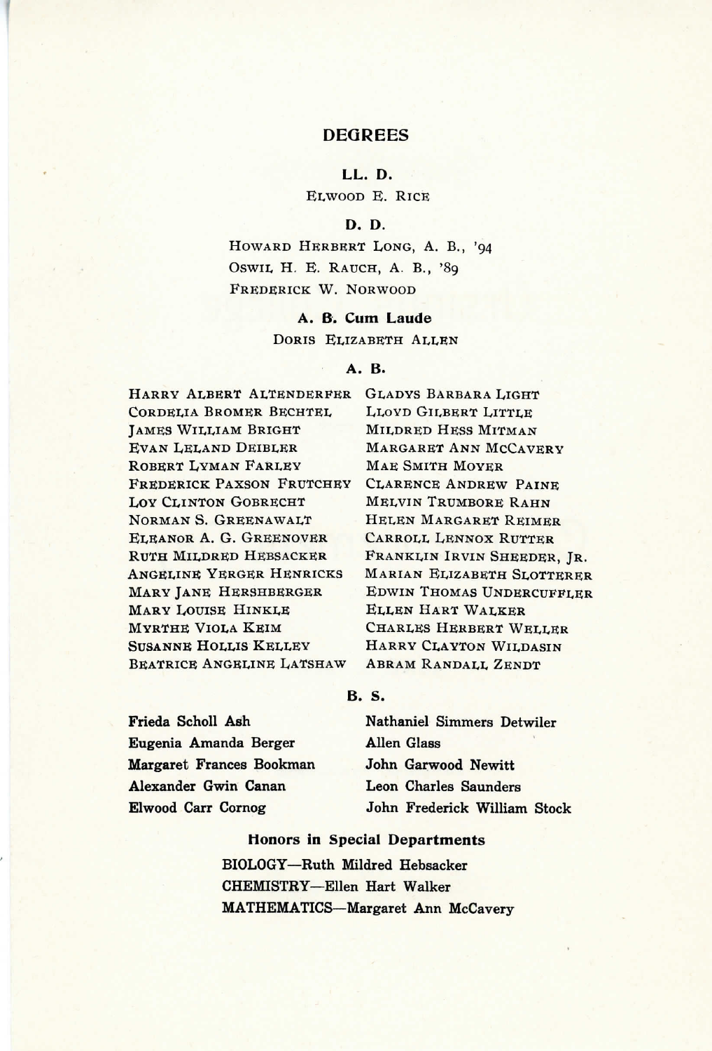# DEGREES

## LL. D.

Elwood E. Rice

## D. D.

Howard Herbert Long, A. B., '94
Oswil H. E. Rauch, A. B., '89
Frederick W. Norwood

## A. B. Cum Laude

Doris Elizabeth Allen

## A. B.

Harry Albert Altenderfer
Cordelia Bromer Bechtel
James William Bright
Evan Leland Deibler
Robert Lyman Farley
Frederick Paxson Frutchey
Loy Clinton Gobrecht
Norman S. Greenawalt
Eleanor A. G. Greenover
Ruth Mildred Hebsacker
Angeline Yerger Henricks
Mary Jane Hershberger
Mary Louise Hinkle
Myrthe Viola Keim
Susanne Hollis Kelley
Beatrice Angeline Latshaw
Gladys Barbara Light
Lloyd Gilbert Little
Mildred Hess Mitman
Margaret Ann McCavery
Mae Smith Moyer
Clarence Andrew Paine
Melvin Trumbore Rahn
Helen Margaret Reimer
Carroll Lennox Rutter
Franklin Irvin Sheeder, Jr.
Marian Elizabeth Slotterer
Edwin Thomas Undercuffler
Ellen Hart Walker
Charles Herbert Weller
Harry Clayton Wildasin
Abram Randall Zendt

## B. S.

**Frieda Scholl Ash**
**Eugenia Amanda Berger**
**Margaret Frances Bookman**
**Alexander Gwin Canan**
**Elwood Carr Cornog**
**Nathaniel Simmers Detwiler**
**Allen Glass**
**John Garwood Newitt**
**Leon Charles Saunders**
**John Frederick William Stock**

## Honors in Special Departments

**BIOLOGY—Ruth Mildred Hebsacker**
**CHEMISTRY—Ellen Hart Walker**
**MATHEMATICS—Margaret Ann McCavery**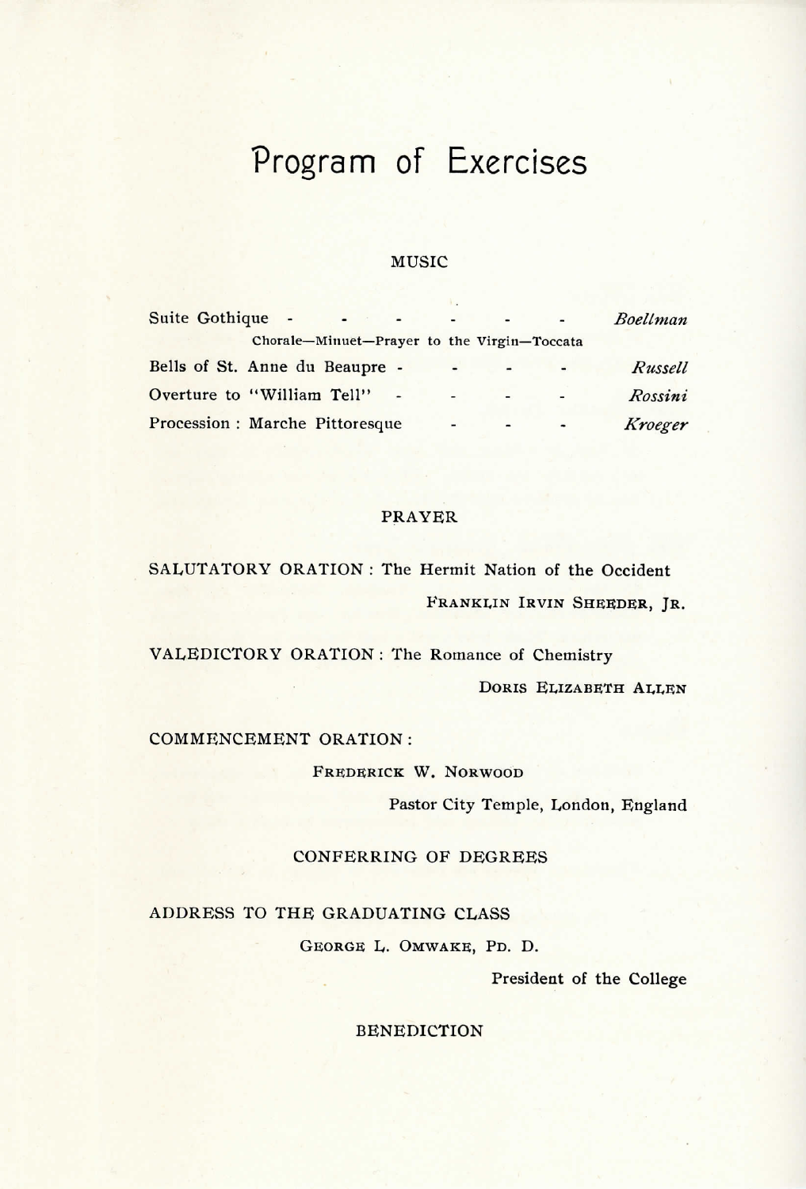# Program of Exercises

## MUSIC

Suite Gothique - - - - - - - *Boellman*

Chorale—Minuet—Prayer to the Virgin—Toccata

Bells of St. Anne du Beaupre - - - - *Russell*

Overture to "William Tell" - - - - *Rossini*

Procession : Marche Pittoresque - - - *Kroeger*

## PRAYER

SALUTATORY ORATION : The Hermit Nation of the Occident

FRANKLIN IRVIN SHEEDER, JR.

VALEDICTORY ORATION : The Romance of Chemistry

DORIS ELIZABETH ALLEN

COMMENCEMENT ORATION :

FREDERICK W. NORWOOD

Pastor City Temple, London, England

## CONFERRING OF DEGREES

ADDRESS TO THE GRADUATING CLASS

GEORGE L. OMWAKE, PD. D.

President of the College

## BENEDICTION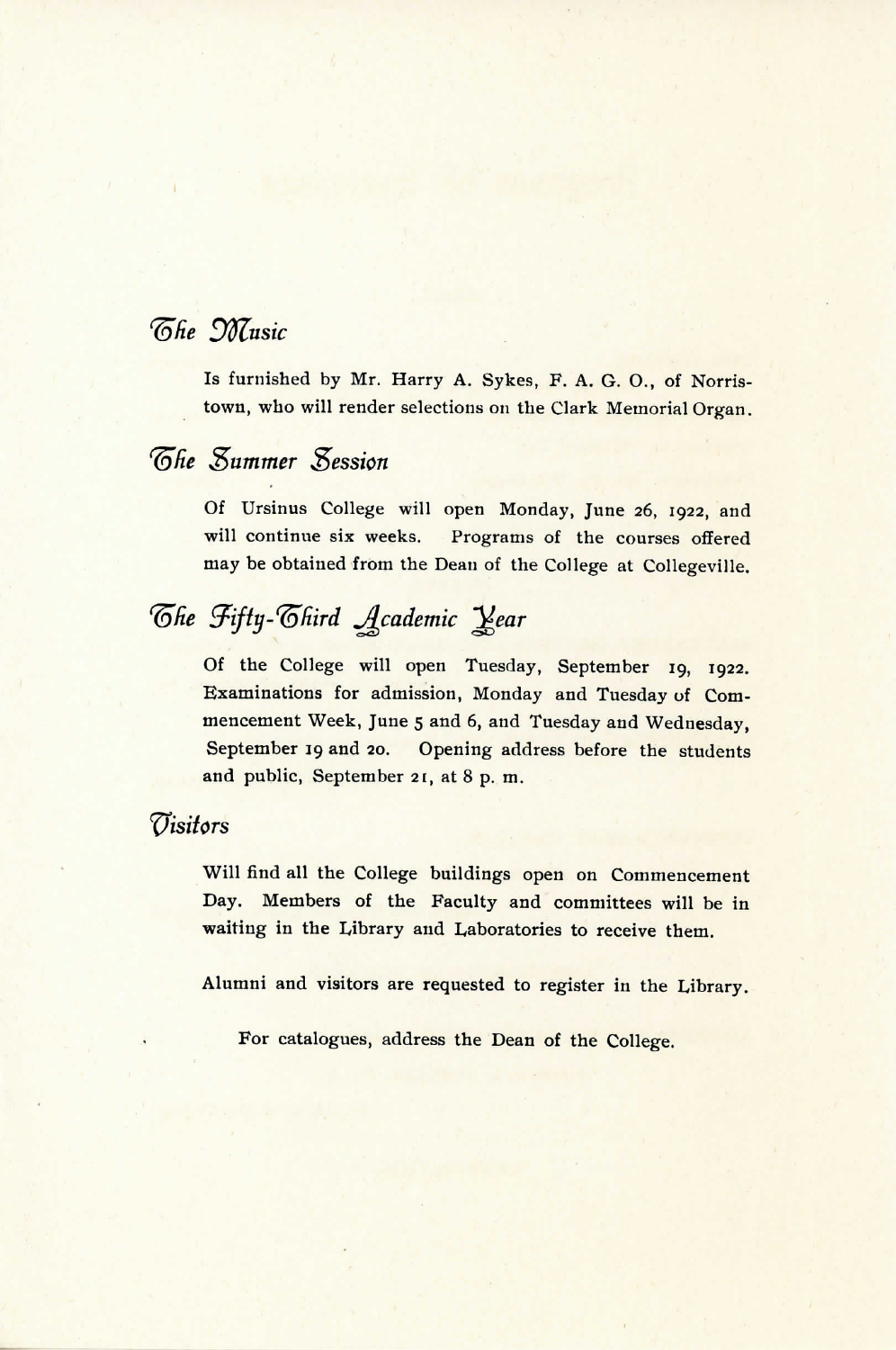## The Music

Is furnished by Mr. Harry A. Sykes, F. A. G. O., of Norristown, who will render selections on the Clark Memorial Organ.

## The Summer Session

Of Ursinus College will open Monday, June 26, 1922, and will continue six weeks. Programs of the courses offered may be obtained from the Dean of the College at Collegeville.

## The Fifty-Third Academic Year

Of the College will open Tuesday, September 19, 1922. Examinations for admission, Monday and Tuesday of Commencement Week, June 5 and 6, and Tuesday and Wednesday, September 19 and 20. Opening address before the students and public, September 21, at 8 p. m.

## Visitors

Will find all the College buildings open on Commencement Day. Members of the Faculty and committees will be in waiting in the Library and Laboratories to receive them.

Alumni and visitors are requested to register in the Library.

For catalogues, address the Dean of the College.